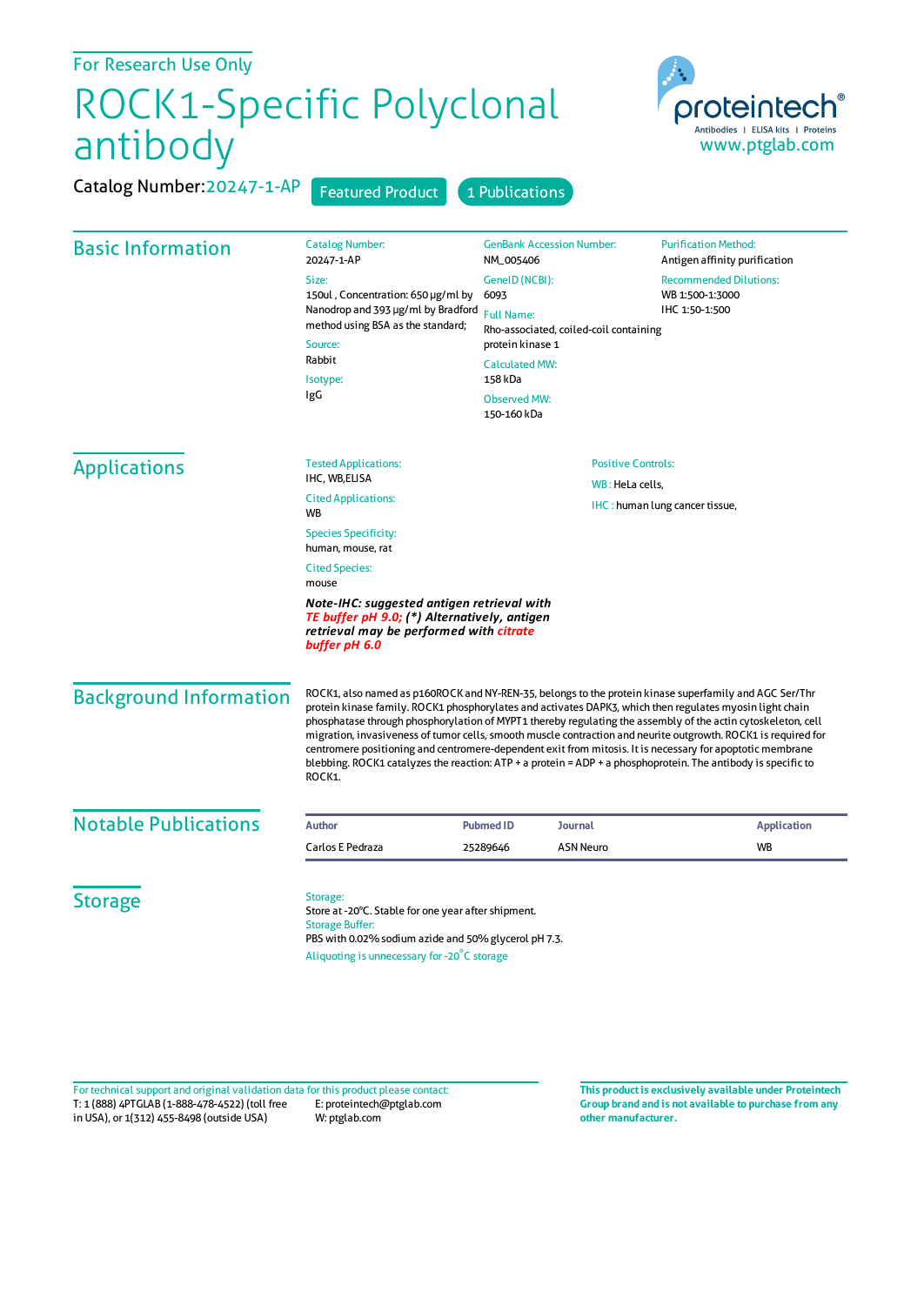For Research Use Only

# ROCK1-Specific Polyclonal antibody

Catalog Number: 20247-1-AP

Featured Product | 1 Publications

## Basic Information

**Catalog Number:**
20247-1-AP

**Size:**
150ul , Concentration: 650 μg/ml by Nanodrop and 393 μg/ml by Bradford method using BSA as the standard;

**Source:**
Rabbit

**Isotype:**
IgG

**GenBank Accession Number:**
NM_005406

**GeneID (NCBI):**
6093

**Full Name:**
Rho-associated, coiled-coil containing protein kinase 1

**Calculated MW:**
158 kDa

**Observed MW:**
150-160 kDa

**Purification Method:**
Antigen affinity purification

**Recommended Dilutions:**
WB 1:500-1:3000
IHC 1:50-1:500

## Applications

**Tested Applications:**
IHC, WB,ELISA

**Cited Applications:**
WB

**Species Specificity:**
human, mouse, rat

**Cited Species:**
mouse

***Note-IHC: suggested antigen retrieval with TE buffer pH 9.0; (\*) Alternatively, antigen retrieval may be performed with citrate buffer pH 6.0***

**Positive Controls:**

WB : HeLa cells,

IHC : human lung cancer tissue,

## Background Information

ROCK1, also named as p160ROCK and NY-REN-35, belongs to the protein kinase superfamily and AGC Ser/Thr protein kinase family. ROCK1 phosphorylates and activates DAPK3, which then regulates myosin light chain phosphatase through phosphorylation of MYPT1 thereby regulating the assembly of the actin cytoskeleton, cell migration, invasiveness of tumor cells, smooth muscle contraction and neurite outgrowth. ROCK1 is required for centromere positioning and centromere-dependent exit from mitosis. It is necessary for apoptotic membrane blebbing. ROCK1 catalyzes the reaction: ATP + a protein = ADP + a phosphoprotein. The antibody is specific to ROCK1.

## Notable Publications

| Author | Pubmed ID | Journal | Application |
|---|---|---|---|
| Carlos E Pedraza | 25289646 | ASN Neuro | WB |

## Storage

**Storage:**
Store at -20°C. Stable for one year after shipment.

**Storage Buffer:**
PBS with 0.02% sodium azide and 50% glycerol pH 7.3.

Aliquoting is unnecessary for -20°C storage

For technical support and original validation data for this product please contact:
T: 1 (888) 4PTGLAB (1-888-478-4522) (toll free in USA), or 1(312) 455-8498 (outside USA)
E: proteintech@ptglab.com
W: ptglab.com

**This product is exclusively available under Proteintech Group brand and is not available to purchase from any other manufacturer.**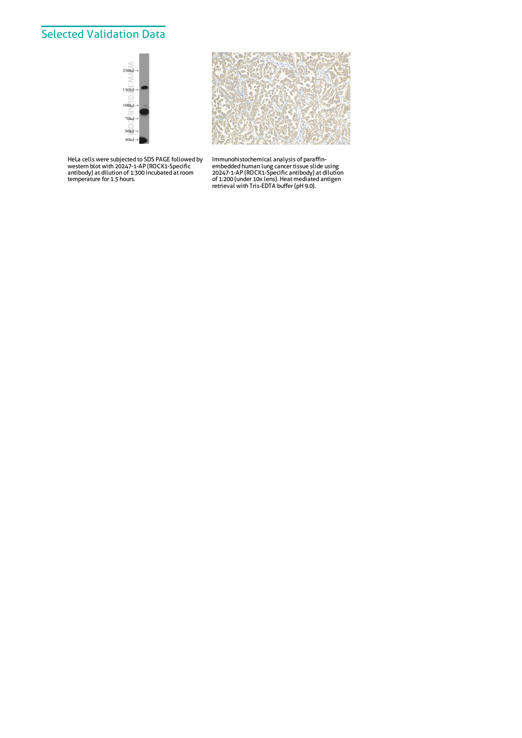## Selected Validation Data

250kd→
150kd→
100kd→
70kd→
50kd→
40kd→

HeLa cells were subjected to SDS PAGE followed by western blot with 20247-1-AP (ROCK1-Specific antibody) at dilution of 1:300 incubated at room temperature for 1.5 hours.

Immunohistochemical analysis of paraffin-embedded human lung cancer tissue slide using 20247-1-AP (ROCK1-Specific antibody) at dilution of 1:200 (under 10x lens). Heat mediated antigen retrieval with Tris-EDTA buffer (pH 9.0).